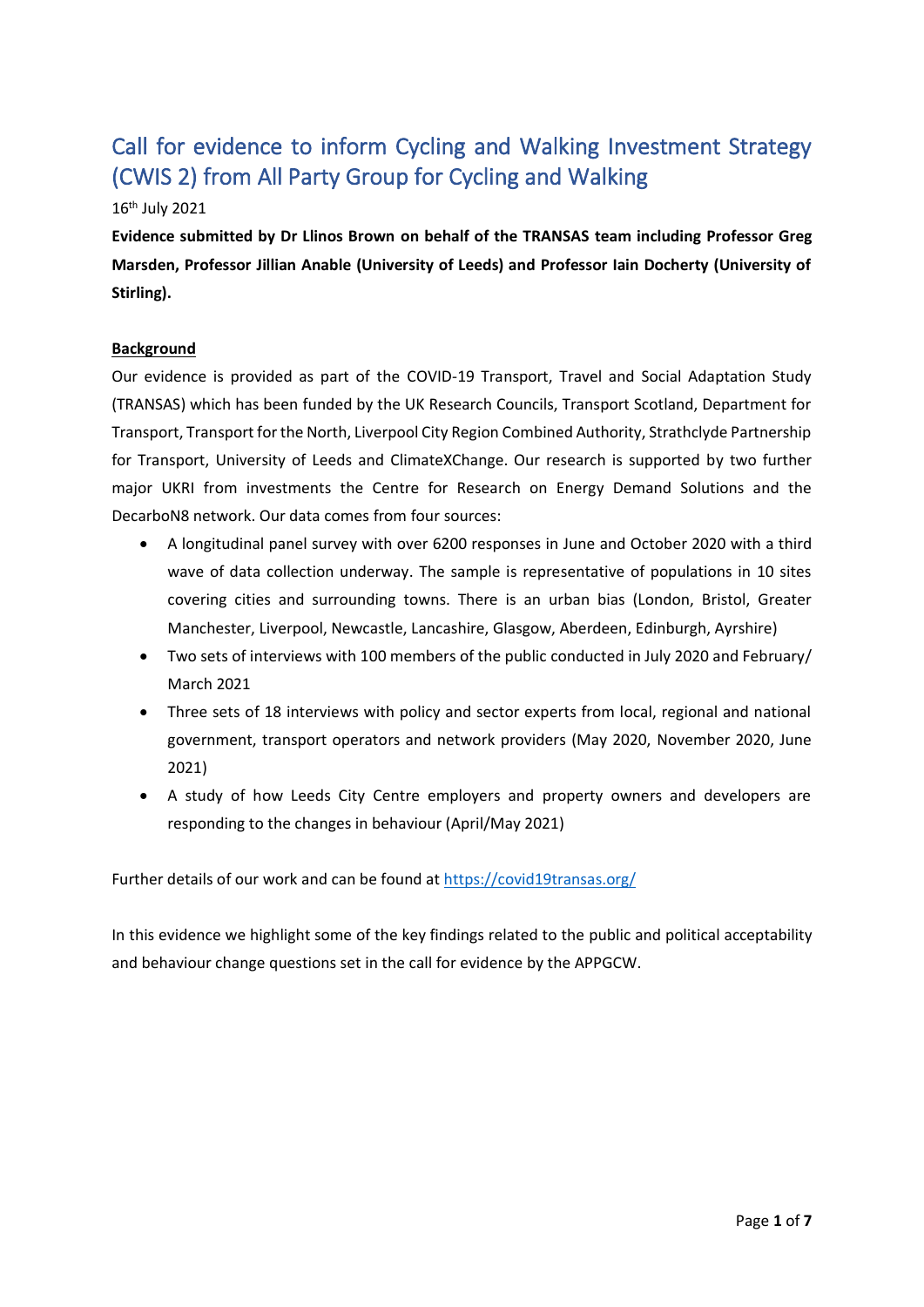# Call for evidence to inform Cycling and Walking Investment Strategy (CWIS 2) from All Party Group for Cycling and Walking

16th July 2021

**Evidence submitted by Dr Llinos Brown on behalf of the TRANSAS team including Professor Greg Marsden, Professor Jillian Anable (University of Leeds) and Professor Iain Docherty (University of Stirling).**

## Background

Our evidence is provided as part of the COVID-19 Transport, Travel and Social Adaptation Study (TRANSAS) which has been funded by the UK Research Councils, Transport Scotland, Department for Transport, Transport for the North, Liverpool City Region Combined Authority, Strathclyde Partnership for Transport, University of Leeds and ClimateXChange. Our research is supported by two further major UKRI from investments the Centre for Research on Energy Demand Solutions and the DecarboN8 network. Our data comes from four sources:

- A longitudinal panel survey with over 6200 responses in June and October 2020 with a third wave of data collection underway. The sample is representative of populations in 10 sites covering cities and surrounding towns. There is an urban bias (London, Bristol, Greater Manchester, Liverpool, Newcastle, Lancashire, Glasgow, Aberdeen, Edinburgh, Ayrshire)
- Two sets of interviews with 100 members of the public conducted in July 2020 and February/ March 2021
- Three sets of 18 interviews with policy and sector experts from local, regional and national government, transport operators and network providers (May 2020, November 2020, June 2021)
- A study of how Leeds City Centre employers and property owners and developers are responding to the changes in behaviour (April/May 2021)

Further details of our work and can be found at [https://covid19transas.org/](https://covid19transas.org/)

In this evidence we highlight some of the key findings related to the public and political acceptability and behaviour change questions set in the call for evidence by the APPGCW.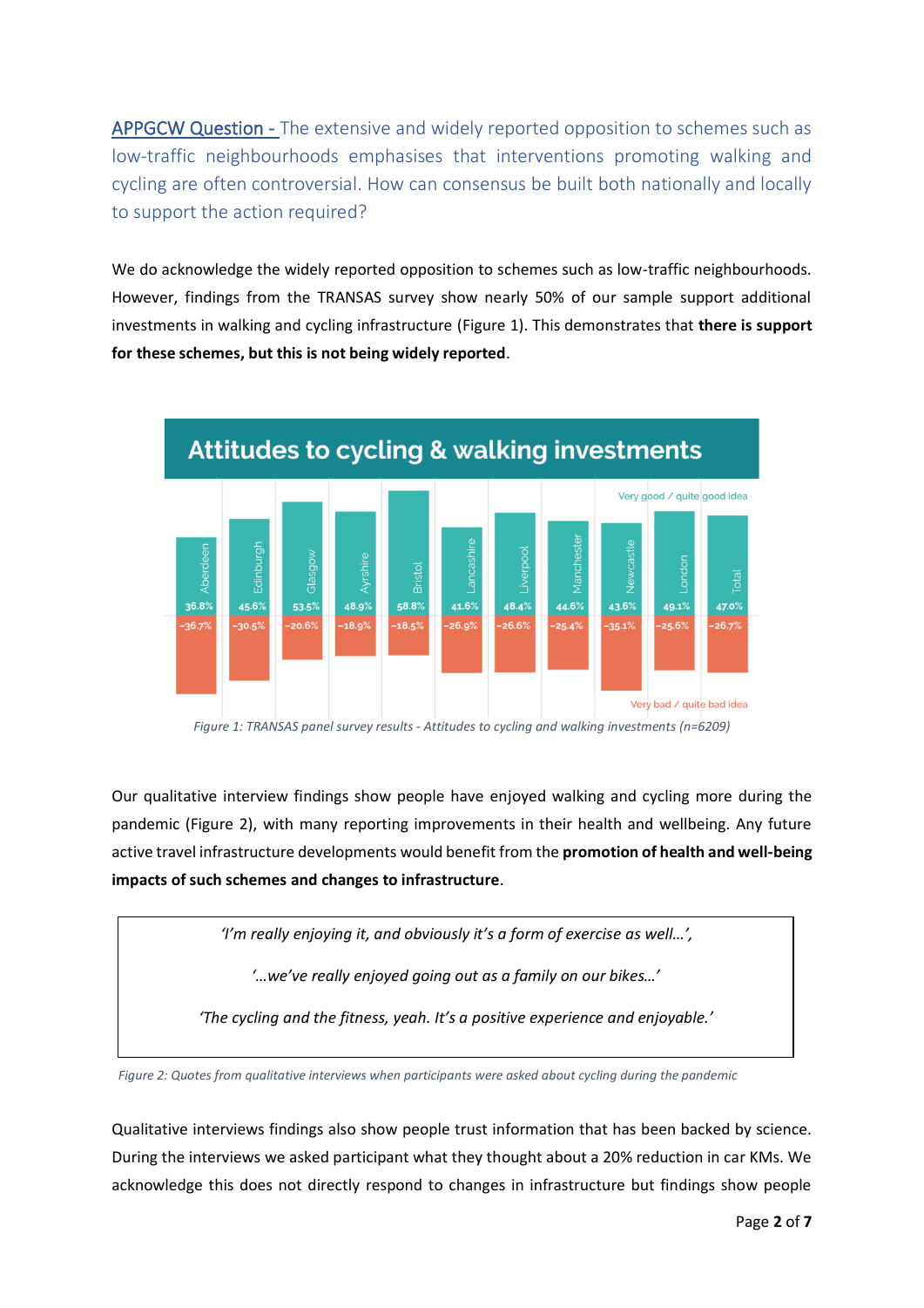APPGCW Question - The extensive and widely reported opposition to schemes such as low-traffic neighbourhoods emphasises that interventions promoting walking and cycling are often controversial. How can consensus be built both nationally and locally to support the action required?

We do acknowledge the widely reported opposition to schemes such as low-traffic neighbourhoods. However, findings from the TRANSAS survey show nearly 50% of our sample support additional investments in walking and cycling infrastructure (Figure 1). This demonstrates that **there is support for these schemes, but this is not being widely reported**.

**Attitudes to cycling & walking investments**

| | Aberdeen | Edinburgh | Glasgow | Ayrshire | Bristol | Lancashire | Liverpool | Manchester | Newcastle | London | Total |
|---|---|---|---|---|---|---|---|---|---|---|---|
| Very good / quite good idea | 36.8% | 45.6% | 53.5% | 48.9% | 58.8% | 41.6% | 48.4% | 44.6% | 43.6% | 49.1% | 47.0% |
| Very bad / quite bad idea | -36.7% | -30.5% | -20.6% | -18.9% | -18.5% | -26.9% | -26.6% | -25.4% | -35.1% | -25.6% | -26.7% |

*Figure 1: TRANSAS panel survey results - Attitudes to cycling and walking investments (n=6209)*

Our qualitative interview findings show people have enjoyed walking and cycling more during the pandemic (Figure 2), with many reporting improvements in their health and wellbeing. Any future active travel infrastructure developments would benefit from the **promotion of health and well-being impacts of such schemes and changes to infrastructure**.

> *'I'm really enjoying it, and obviously it's a form of exercise as well…',*
>
> *'…we've really enjoyed going out as a family on our bikes…'*
>
> *'The cycling and the fitness, yeah. It's a positive experience and enjoyable.'*

*Figure 2: Quotes from qualitative interviews when participants were asked about cycling during the pandemic*

Qualitative interviews findings also show people trust information that has been backed by science. During the interviews we asked participant what they thought about a 20% reduction in car KMs. We acknowledge this does not directly respond to changes in infrastructure but findings show people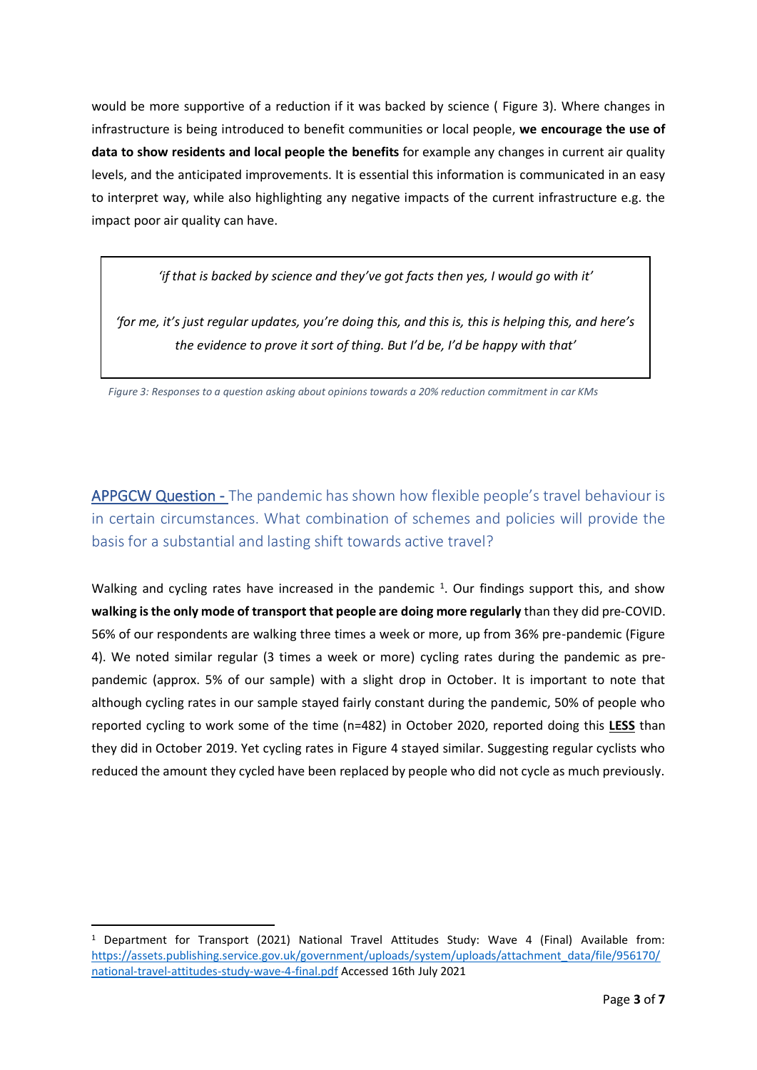would be more supportive of a reduction if it was backed by science ( Figure 3). Where changes in infrastructure is being introduced to benefit communities or local people, **we encourage the use of data to show residents and local people the benefits** for example any changes in current air quality levels, and the anticipated improvements. It is essential this information is communicated in an easy to interpret way, while also highlighting any negative impacts of the current infrastructure e.g. the impact poor air quality can have.

> *'if that is backed by science and they've got facts then yes, I would go with it'*
>
> *'for me, it's just regular updates, you're doing this, and this is, this is helping this, and here's the evidence to prove it sort of thing. But I'd be, I'd be happy with that'*

*Figure 3: Responses to a question asking about opinions towards a 20% reduction commitment in car KMs*

## APPGCW Question - The pandemic has shown how flexible people's travel behaviour is in certain circumstances. What combination of schemes and policies will provide the basis for a substantial and lasting shift towards active travel?

Walking and cycling rates have increased in the pandemic [1]. Our findings support this, and show **walking is the only mode of transport that people are doing more regularly** than they did pre-COVID. 56% of our respondents are walking three times a week or more, up from 36% pre-pandemic (Figure 4). We noted similar regular (3 times a week or more) cycling rates during the pandemic as pre-pandemic (approx. 5% of our sample) with a slight drop in October. It is important to note that although cycling rates in our sample stayed fairly constant during the pandemic, 50% of people who reported cycling to work some of the time (n=482) in October 2020, reported doing this **LESS** than they did in October 2019. Yet cycling rates in Figure 4 stayed similar. Suggesting regular cyclists who reduced the amount they cycled have been replaced by people who did not cycle as much previously.

---

[1] Department for Transport (2021) National Travel Attitudes Study: Wave 4 (Final) Available from: https://assets.publishing.service.gov.uk/government/uploads/system/uploads/attachment_data/file/956170/national-travel-attitudes-study-wave-4-final.pdf Accessed 16th July 2021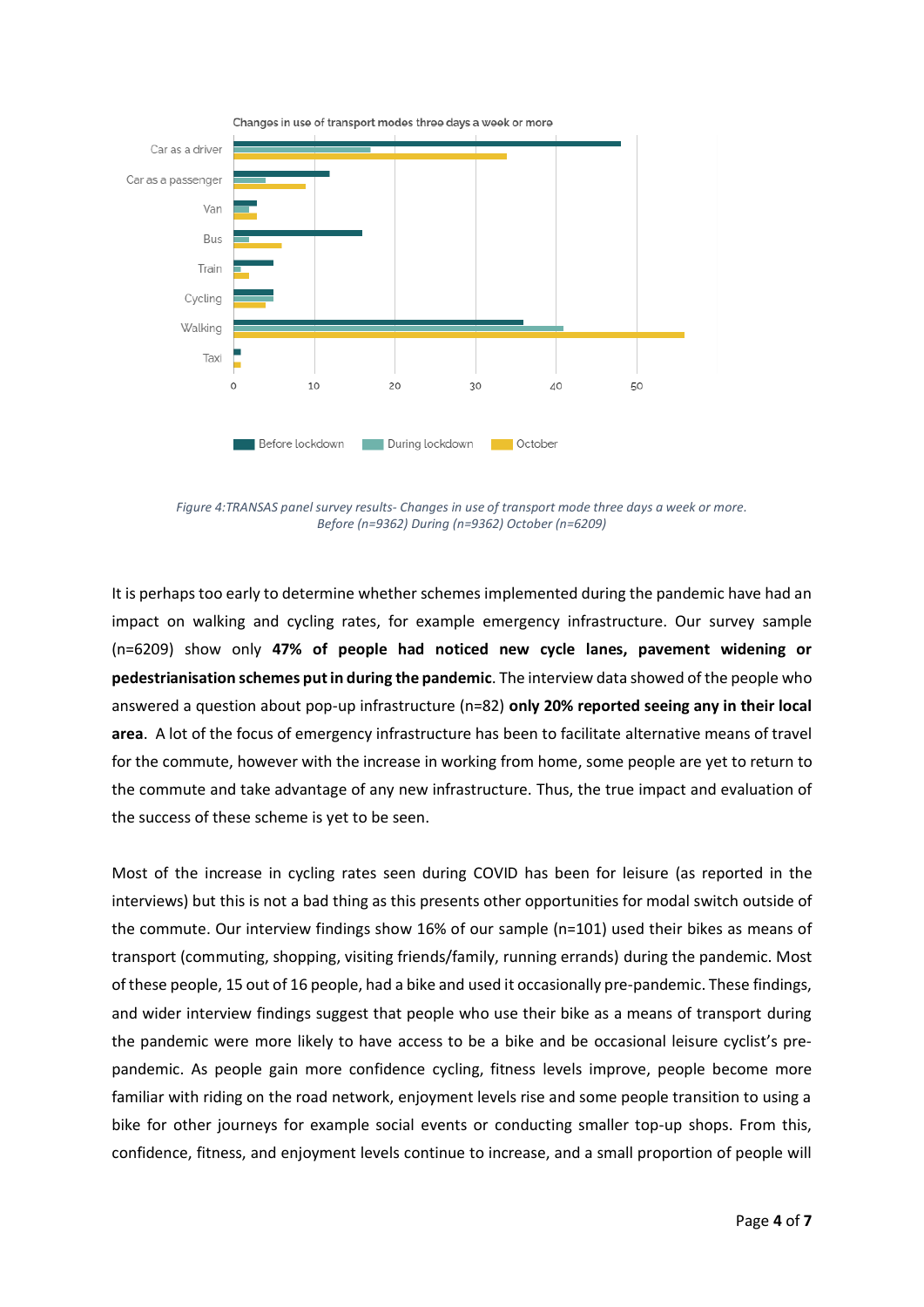Changes in use of transport modes three days a week or more

| | Before lockdown | During lockdown | October |
|---|---|---|---|
| Car as a driver | 48 | 17 | 34 |
| Car as a passenger | 12 | 4 | 9 |
| Van | 3 | 2 | 3 |
| Bus | 16 | 2 | 6 |
| Train | 5 | 1 | 2 |
| Cycling | 5 | 5 | 4 |
| Walking | 36 | 41 | 56 |
| Taxi | 1 | 0 | 1 |

*Figure 4:TRANSAS panel survey results- Changes in use of transport mode three days a week or more. Before (n=9362) During (n=9362) October (n=6209)*

It is perhaps too early to determine whether schemes implemented during the pandemic have had an impact on walking and cycling rates, for example emergency infrastructure. Our survey sample (n=6209) show only **47% of people had noticed new cycle lanes, pavement widening or pedestrianisation schemes put in during the pandemic**. The interview data showed of the people who answered a question about pop-up infrastructure (n=82) **only 20% reported seeing any in their local area**. A lot of the focus of emergency infrastructure has been to facilitate alternative means of travel for the commute, however with the increase in working from home, some people are yet to return to the commute and take advantage of any new infrastructure. Thus, the true impact and evaluation of the success of these scheme is yet to be seen.

Most of the increase in cycling rates seen during COVID has been for leisure (as reported in the interviews) but this is not a bad thing as this presents other opportunities for modal switch outside of the commute. Our interview findings show 16% of our sample (n=101) used their bikes as means of transport (commuting, shopping, visiting friends/family, running errands) during the pandemic. Most of these people, 15 out of 16 people, had a bike and used it occasionally pre-pandemic. These findings, and wider interview findings suggest that people who use their bike as a means of transport during the pandemic were more likely to have access to be a bike and be occasional leisure cyclist's pre-pandemic. As people gain more confidence cycling, fitness levels improve, people become more familiar with riding on the road network, enjoyment levels rise and some people transition to using a bike for other journeys for example social events or conducting smaller top-up shops. From this, confidence, fitness, and enjoyment levels continue to increase, and a small proportion of people will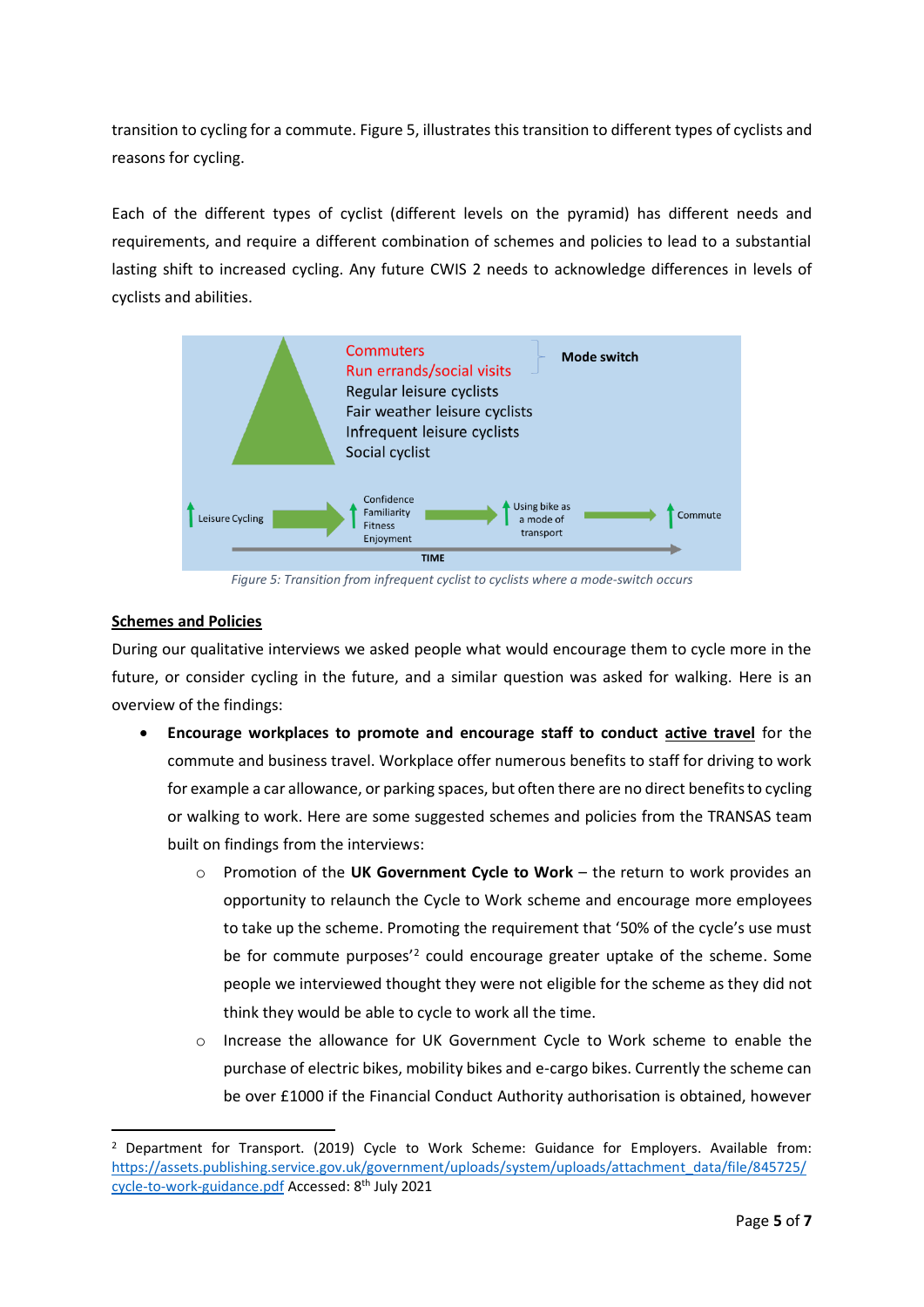transition to cycling for a commute. Figure 5, illustrates this transition to different types of cyclists and reasons for cycling.

Each of the different types of cyclist (different levels on the pyramid) has different needs and requirements, and require a different combination of schemes and policies to lead to a substantial lasting shift to increased cycling. Any future CWIS 2 needs to acknowledge differences in levels of cyclists and abilities.

*Figure 5: Transition from infrequent cyclist to cyclists where a mode-switch occurs*

**<u>Schemes and Policies</u>**

During our qualitative interviews we asked people what would encourage them to cycle more in the future, or consider cycling in the future, and a similar question was asked for walking. Here is an overview of the findings:

- **Encourage workplaces to promote and encourage staff to conduct <u>active travel</u>** for the commute and business travel. Workplace offer numerous benefits to staff for driving to work for example a car allowance, or parking spaces, but often there are no direct benefits to cycling or walking to work. Here are some suggested schemes and policies from the TRANSAS team built on findings from the interviews:
    - Promotion of the **UK Government Cycle to Work** – the return to work provides an opportunity to relaunch the Cycle to Work scheme and encourage more employees to take up the scheme. Promoting the requirement that '50% of the cycle's use must be for commute purposes'[2] could encourage greater uptake of the scheme. Some people we interviewed thought they were not eligible for the scheme as they did not think they would be able to cycle to work all the time.
    - Increase the allowance for UK Government Cycle to Work scheme to enable the purchase of electric bikes, mobility bikes and e-cargo bikes. Currently the scheme can be over £1000 if the Financial Conduct Authority authorisation is obtained, however

---

[2] Department for Transport. (2019) Cycle to Work Scheme: Guidance for Employers. Available from: https://assets.publishing.service.gov.uk/government/uploads/system/uploads/attachment_data/file/845725/cycle-to-work-guidance.pdf Accessed: 8th July 2021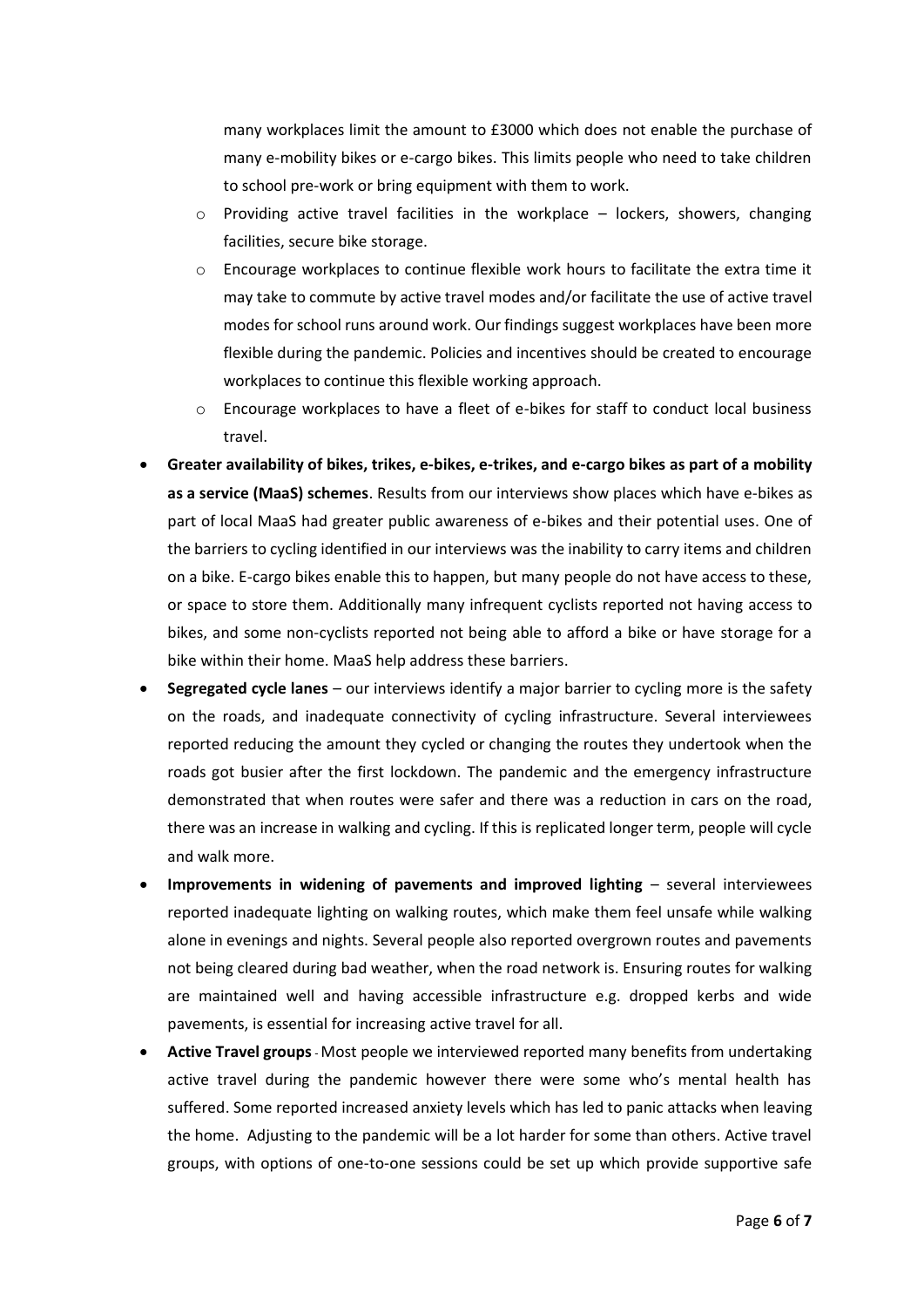many workplaces limit the amount to £3000 which does not enable the purchase of many e-mobility bikes or e-cargo bikes. This limits people who need to take children to school pre-work or bring equipment with them to work.

  - Providing active travel facilities in the workplace – lockers, showers, changing facilities, secure bike storage.
  - Encourage workplaces to continue flexible work hours to facilitate the extra time it may take to commute by active travel modes and/or facilitate the use of active travel modes for school runs around work. Our findings suggest workplaces have been more flexible during the pandemic. Policies and incentives should be created to encourage workplaces to continue this flexible working approach.
  - Encourage workplaces to have a fleet of e-bikes for staff to conduct local business travel.

- **Greater availability of bikes, trikes, e-bikes, e-trikes, and e-cargo bikes as part of a mobility as a service (MaaS) schemes**. Results from our interviews show places which have e-bikes as part of local MaaS had greater public awareness of e-bikes and their potential uses. One of the barriers to cycling identified in our interviews was the inability to carry items and children on a bike. E-cargo bikes enable this to happen, but many people do not have access to these, or space to store them. Additionally many infrequent cyclists reported not having access to bikes, and some non-cyclists reported not being able to afford a bike or have storage for a bike within their home. MaaS help address these barriers.
- **Segregated cycle lanes** – our interviews identify a major barrier to cycling more is the safety on the roads, and inadequate connectivity of cycling infrastructure. Several interviewees reported reducing the amount they cycled or changing the routes they undertook when the roads got busier after the first lockdown. The pandemic and the emergency infrastructure demonstrated that when routes were safer and there was a reduction in cars on the road, there was an increase in walking and cycling. If this is replicated longer term, people will cycle and walk more.
- **Improvements in widening of pavements and improved lighting** – several interviewees reported inadequate lighting on walking routes, which make them feel unsafe while walking alone in evenings and nights. Several people also reported overgrown routes and pavements not being cleared during bad weather, when the road network is. Ensuring routes for walking are maintained well and having accessible infrastructure e.g. dropped kerbs and wide pavements, is essential for increasing active travel for all.
- **Active Travel groups** - Most people we interviewed reported many benefits from undertaking active travel during the pandemic however there were some who's mental health has suffered. Some reported increased anxiety levels which has led to panic attacks when leaving the home. Adjusting to the pandemic will be a lot harder for some than others. Active travel groups, with options of one-to-one sessions could be set up which provide supportive safe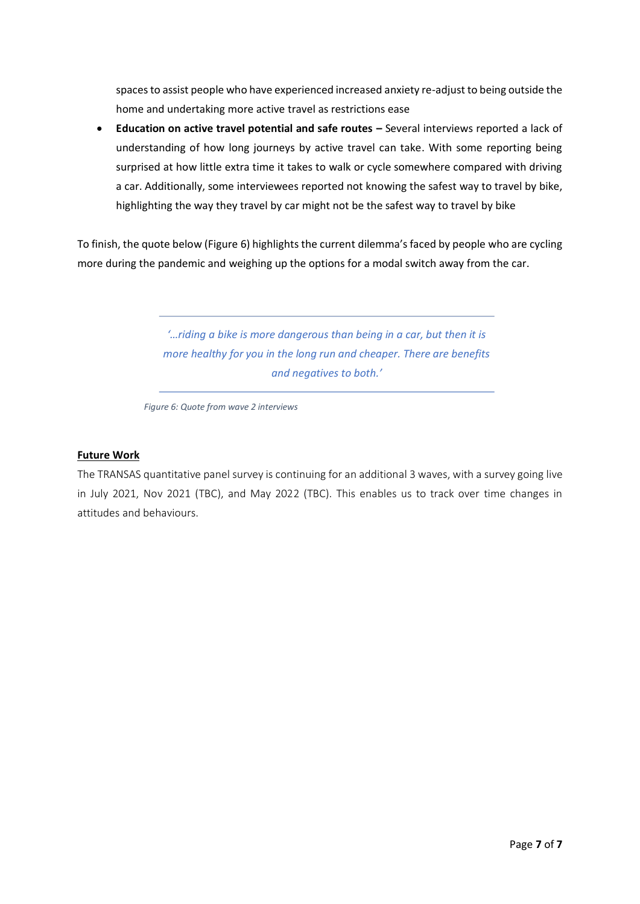spaces to assist people who have experienced increased anxiety re-adjust to being outside the home and undertaking more active travel as restrictions ease

- **Education on active travel potential and safe routes –** Several interviews reported a lack of understanding of how long journeys by active travel can take. With some reporting being surprised at how little extra time it takes to walk or cycle somewhere compared with driving a car. Additionally, some interviewees reported not knowing the safest way to travel by bike, highlighting the way they travel by car might not be the safest way to travel by bike

To finish, the quote below (Figure 6) highlights the current dilemma's faced by people who are cycling more during the pandemic and weighing up the options for a modal switch away from the car.

> *'…riding a bike is more dangerous than being in a car, but then it is more healthy for you in the long run and cheaper. There are benefits and negatives to both.'*

*Figure 6: Quote from wave 2 interviews*

**Future Work**

The TRANSAS quantitative panel survey is continuing for an additional 3 waves, with a survey going live in July 2021, Nov 2021 (TBC), and May 2022 (TBC). This enables us to track over time changes in attitudes and behaviours.